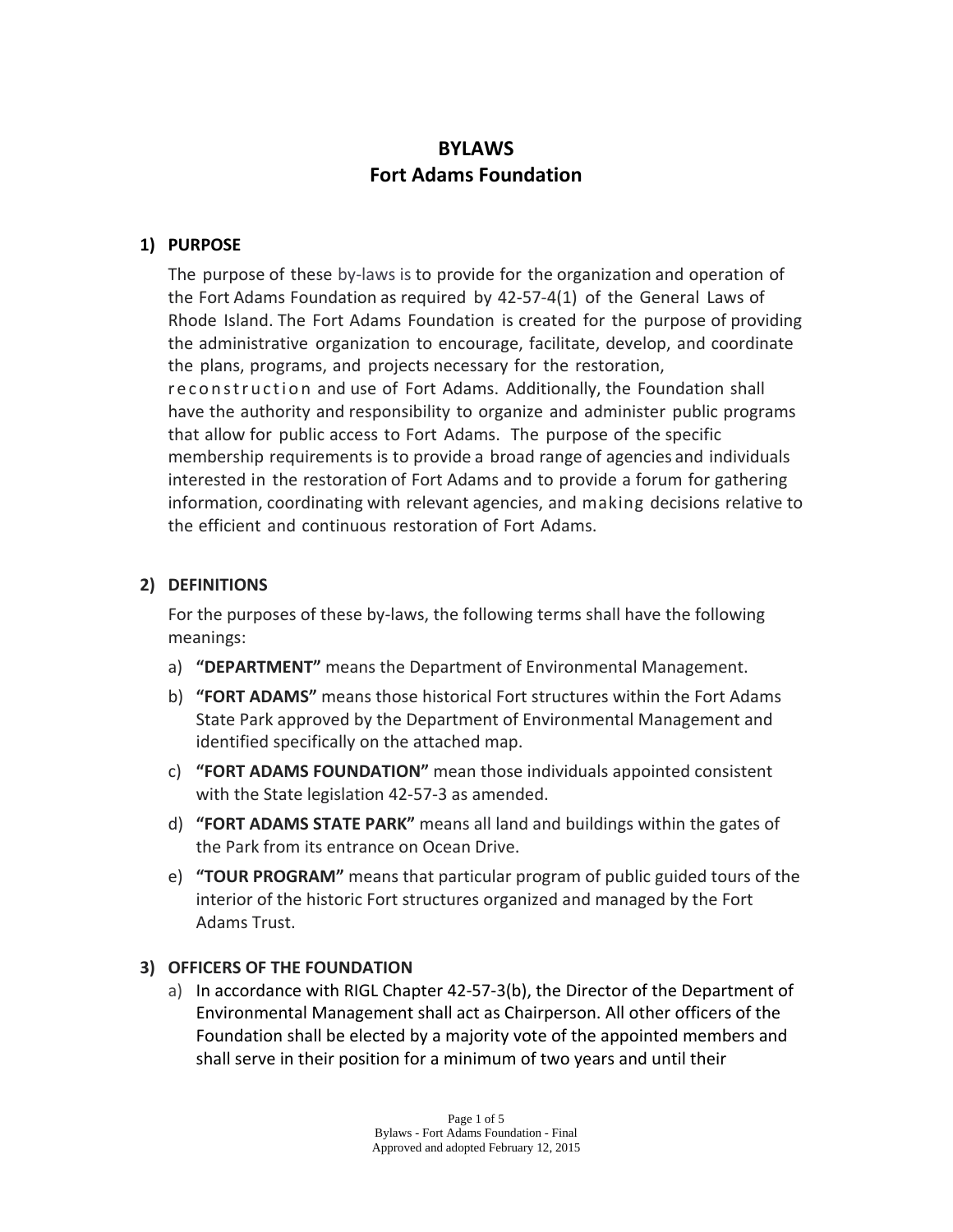# BYLAWS
# Fort Adams Foundation

## 1) PURPOSE

The purpose of these by-laws is to provide for the organization and operation of the Fort Adams Foundation as required by 42-57-4(1) of the General Laws of Rhode Island. The Fort Adams Foundation is created for the purpose of providing the administrative organization to encourage, facilitate, develop, and coordinate the plans, programs, and projects necessary for the restoration, reconstruction and use of Fort Adams. Additionally, the Foundation shall have the authority and responsibility to organize and administer public programs that allow for public access to Fort Adams. The purpose of the specific membership requirements is to provide a broad range of agencies and individuals interested in the restoration of Fort Adams and to provide a forum for gathering information, coordinating with relevant agencies, and making decisions relative to the efficient and continuous restoration of Fort Adams.

## 2) DEFINITIONS

For the purposes of these by-laws, the following terms shall have the following meanings:

a) **"DEPARTMENT"** means the Department of Environmental Management.

b) **"FORT ADAMS"** means those historical Fort structures within the Fort Adams State Park approved by the Department of Environmental Management and identified specifically on the attached map.

c) **"FORT ADAMS FOUNDATION"** mean those individuals appointed consistent with the State legislation 42-57-3 as amended.

d) **"FORT ADAMS STATE PARK"** means all land and buildings within the gates of the Park from its entrance on Ocean Drive.

e) **"TOUR PROGRAM"** means that particular program of public guided tours of the interior of the historic Fort structures organized and managed by the Fort Adams Trust.

## 3) OFFICERS OF THE FOUNDATION

a) In accordance with RIGL Chapter 42-57-3(b), the Director of the Department of Environmental Management shall act as Chairperson. All other officers of the Foundation shall be elected by a majority vote of the appointed members and shall serve in their position for a minimum of two years and until their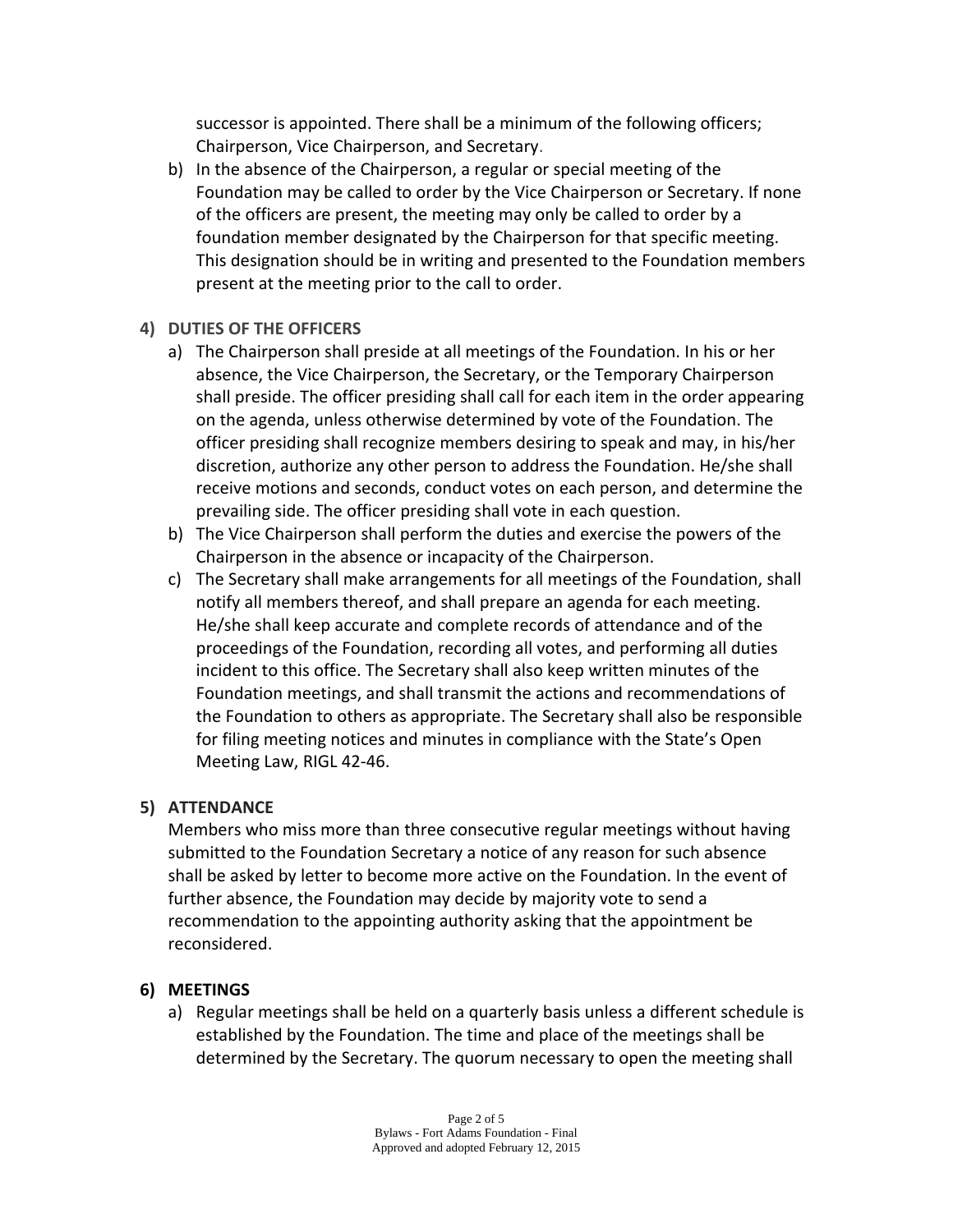successor is appointed. There shall be a minimum of the following officers; Chairperson, Vice Chairperson, and Secretary.

b) In the absence of the Chairperson, a regular or special meeting of the Foundation may be called to order by the Vice Chairperson or Secretary. If none of the officers are present, the meeting may only be called to order by a foundation member designated by the Chairperson for that specific meeting. This designation should be in writing and presented to the Foundation members present at the meeting prior to the call to order.

**4) DUTIES OF THE OFFICERS**

a) The Chairperson shall preside at all meetings of the Foundation. In his or her absence, the Vice Chairperson, the Secretary, or the Temporary Chairperson shall preside. The officer presiding shall call for each item in the order appearing on the agenda, unless otherwise determined by vote of the Foundation. The officer presiding shall recognize members desiring to speak and may, in his/her discretion, authorize any other person to address the Foundation. He/she shall receive motions and seconds, conduct votes on each person, and determine the prevailing side. The officer presiding shall vote in each question.

b) The Vice Chairperson shall perform the duties and exercise the powers of the Chairperson in the absence or incapacity of the Chairperson.

c) The Secretary shall make arrangements for all meetings of the Foundation, shall notify all members thereof, and shall prepare an agenda for each meeting. He/she shall keep accurate and complete records of attendance and of the proceedings of the Foundation, recording all votes, and performing all duties incident to this office. The Secretary shall also keep written minutes of the Foundation meetings, and shall transmit the actions and recommendations of the Foundation to others as appropriate. The Secretary shall also be responsible for filing meeting notices and minutes in compliance with the State's Open Meeting Law, RIGL 42-46.

**5) ATTENDANCE**

Members who miss more than three consecutive regular meetings without having submitted to the Foundation Secretary a notice of any reason for such absence shall be asked by letter to become more active on the Foundation. In the event of further absence, the Foundation may decide by majority vote to send a recommendation to the appointing authority asking that the appointment be reconsidered.

**6) MEETINGS**

a) Regular meetings shall be held on a quarterly basis unless a different schedule is established by the Foundation. The time and place of the meetings shall be determined by the Secretary. The quorum necessary to open the meeting shall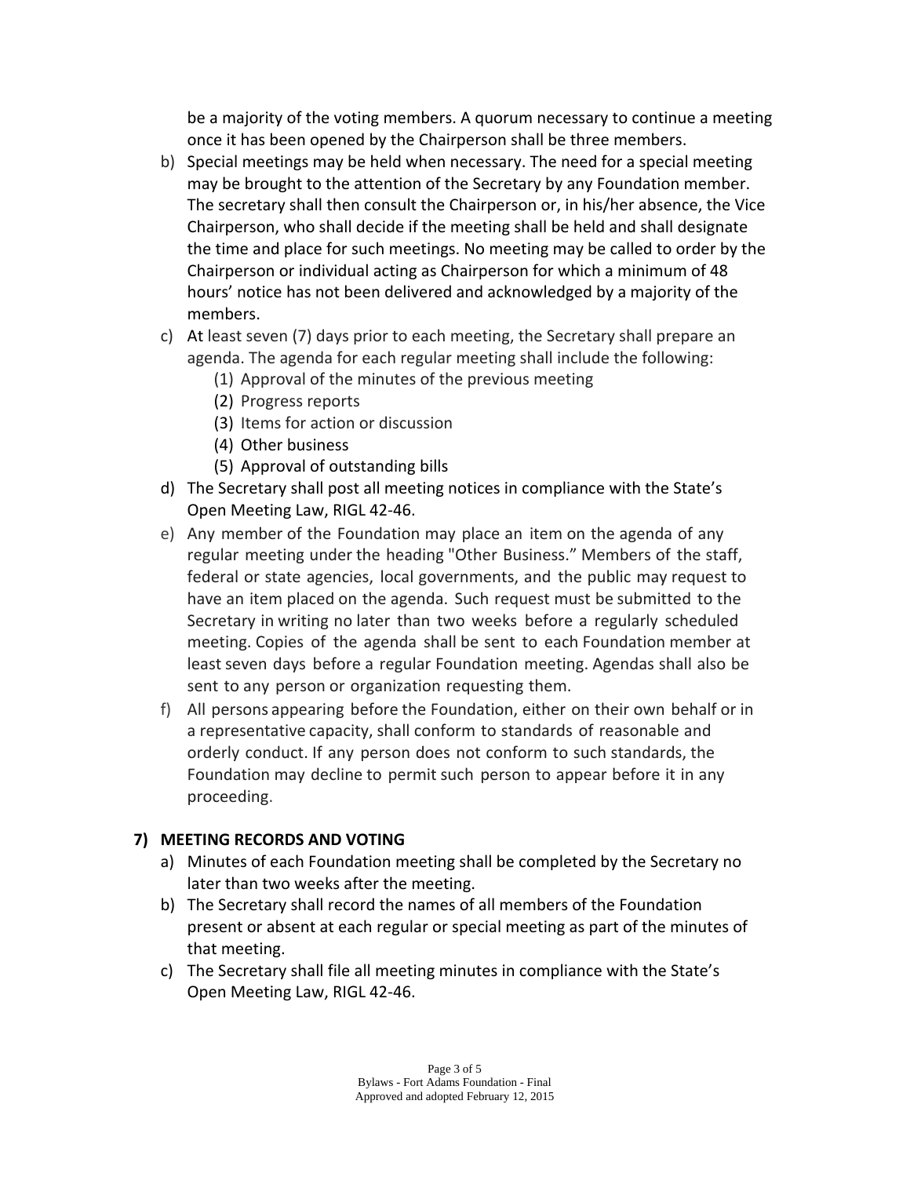be a majority of the voting members. A quorum necessary to continue a meeting once it has been opened by the Chairperson shall be three members.

b) Special meetings may be held when necessary. The need for a special meeting may be brought to the attention of the Secretary by any Foundation member. The secretary shall then consult the Chairperson or, in his/her absence, the Vice Chairperson, who shall decide if the meeting shall be held and shall designate the time and place for such meetings. No meeting may be called to order by the Chairperson or individual acting as Chairperson for which a minimum of 48 hours' notice has not been delivered and acknowledged by a majority of the members.

c) At least seven (7) days prior to each meeting, the Secretary shall prepare an agenda. The agenda for each regular meeting shall include the following:
   (1) Approval of the minutes of the previous meeting
   (2) Progress reports
   (3) Items for action or discussion
   (4) Other business
   (5) Approval of outstanding bills

d) The Secretary shall post all meeting notices in compliance with the State's Open Meeting Law, RIGL 42-46.

e) Any member of the Foundation may place an item on the agenda of any regular meeting under the heading "Other Business." Members of the staff, federal or state agencies, local governments, and the public may request to have an item placed on the agenda. Such request must be submitted to the Secretary in writing no later than two weeks before a regularly scheduled meeting. Copies of the agenda shall be sent to each Foundation member at least seven days before a regular Foundation meeting. Agendas shall also be sent to any person or organization requesting them.

f) All persons appearing before the Foundation, either on their own behalf or in a representative capacity, shall conform to standards of reasonable and orderly conduct. If any person does not conform to such standards, the Foundation may decline to permit such person to appear before it in any proceeding.

## 7) MEETING RECORDS AND VOTING

a) Minutes of each Foundation meeting shall be completed by the Secretary no later than two weeks after the meeting.

b) The Secretary shall record the names of all members of the Foundation present or absent at each regular or special meeting as part of the minutes of that meeting.

c) The Secretary shall file all meeting minutes in compliance with the State's Open Meeting Law, RIGL 42-46.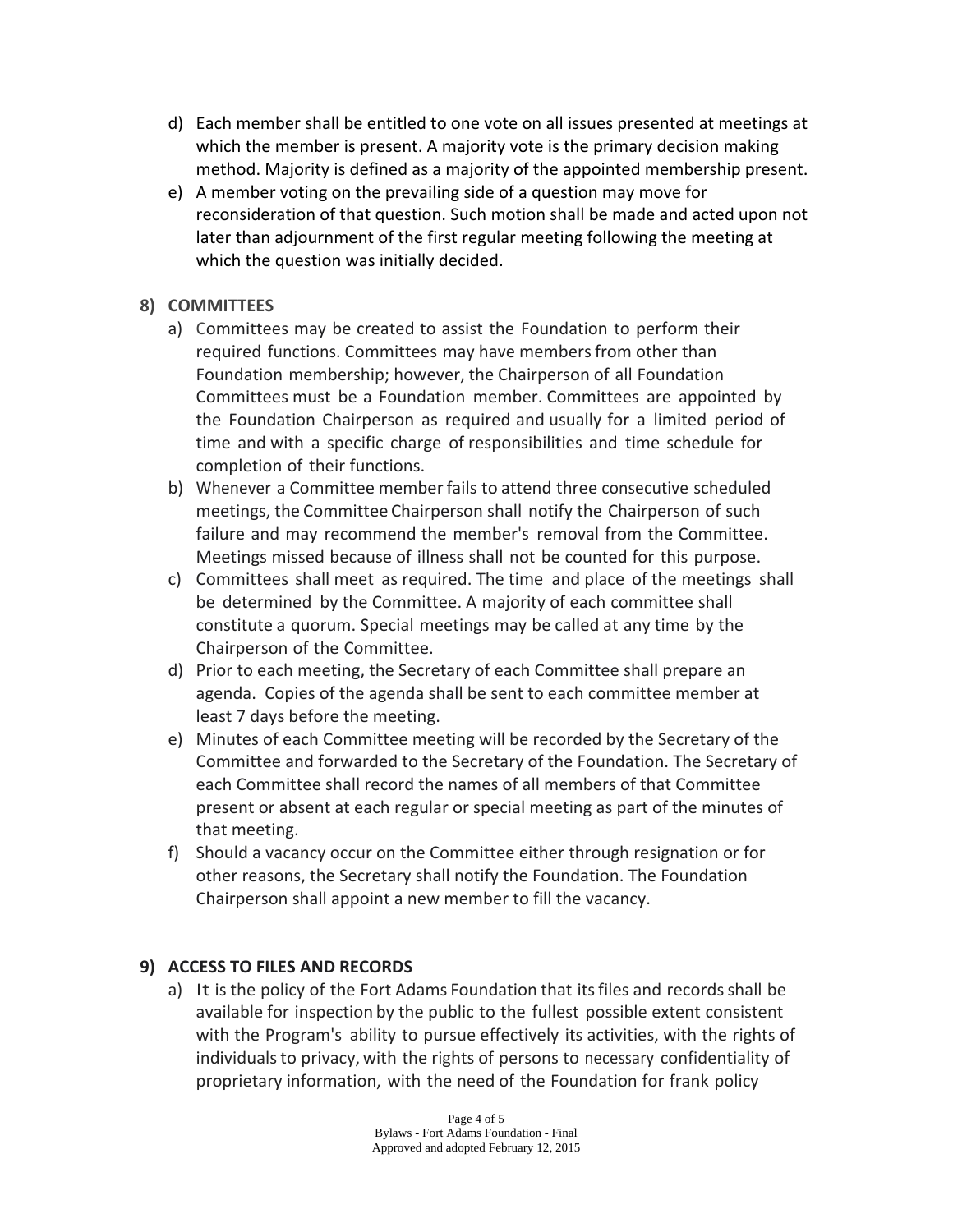d) Each member shall be entitled to one vote on all issues presented at meetings at which the member is present. A majority vote is the primary decision making method. Majority is defined as a majority of the appointed membership present.

e) A member voting on the prevailing side of a question may move for reconsideration of that question. Such motion shall be made and acted upon not later than adjournment of the first regular meeting following the meeting at which the question was initially decided.

## 8) COMMITTEES

a) Committees may be created to assist the Foundation to perform their required functions. Committees may have members from other than Foundation membership; however, the Chairperson of all Foundation Committees must be a Foundation member. Committees are appointed by the Foundation Chairperson as required and usually for a limited period of time and with a specific charge of responsibilities and time schedule for completion of their functions.

b) Whenever a Committee member fails to attend three consecutive scheduled meetings, the Committee Chairperson shall notify the Chairperson of such failure and may recommend the member's removal from the Committee. Meetings missed because of illness shall not be counted for this purpose.

c) Committees shall meet as required. The time and place of the meetings shall be determined by the Committee. A majority of each committee shall constitute a quorum. Special meetings may be called at any time by the Chairperson of the Committee.

d) Prior to each meeting, the Secretary of each Committee shall prepare an agenda. Copies of the agenda shall be sent to each committee member at least 7 days before the meeting.

e) Minutes of each Committee meeting will be recorded by the Secretary of the Committee and forwarded to the Secretary of the Foundation. The Secretary of each Committee shall record the names of all members of that Committee present or absent at each regular or special meeting as part of the minutes of that meeting.

f) Should a vacancy occur on the Committee either through resignation or for other reasons, the Secretary shall notify the Foundation. The Foundation Chairperson shall appoint a new member to fill the vacancy.

## 9) ACCESS TO FILES AND RECORDS

a) It is the policy of the Fort Adams Foundation that its files and records shall be available for inspection by the public to the fullest possible extent consistent with the Program's ability to pursue effectively its activities, with the rights of individuals to privacy, with the rights of persons to necessary confidentiality of proprietary information, with the need of the Foundation for frank policy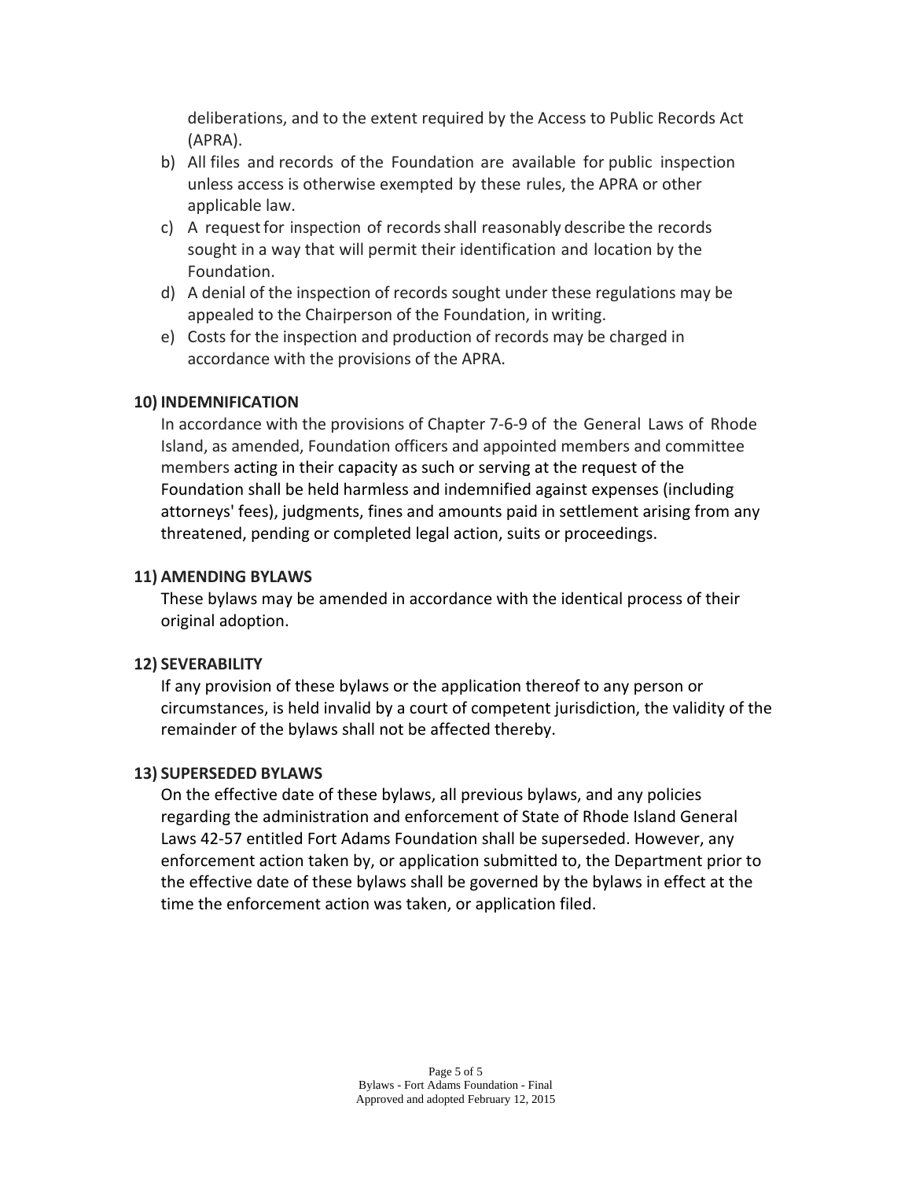deliberations, and to the extent required by the Access to Public Records Act (APRA).

b) All files and records of the Foundation are available for public inspection unless access is otherwise exempted by these rules, the APRA or other applicable law.
c) A request for inspection of records shall reasonably describe the records sought in a way that will permit their identification and location by the Foundation.
d) A denial of the inspection of records sought under these regulations may be appealed to the Chairperson of the Foundation, in writing.
e) Costs for the inspection and production of records may be charged in accordance with the provisions of the APRA.

**10) INDEMNIFICATION**

In accordance with the provisions of Chapter 7-6-9 of the General Laws of Rhode Island, as amended, Foundation officers and appointed members and committee members acting in their capacity as such or serving at the request of the Foundation shall be held harmless and indemnified against expenses (including attorneys' fees), judgments, fines and amounts paid in settlement arising from any threatened, pending or completed legal action, suits or proceedings.

**11) AMENDING BYLAWS**

These bylaws may be amended in accordance with the identical process of their original adoption.

**12) SEVERABILITY**

If any provision of these bylaws or the application thereof to any person or circumstances, is held invalid by a court of competent jurisdiction, the validity of the remainder of the bylaws shall not be affected thereby.

**13) SUPERSEDED BYLAWS**

On the effective date of these bylaws, all previous bylaws, and any policies regarding the administration and enforcement of State of Rhode Island General Laws 42-57 entitled Fort Adams Foundation shall be superseded. However, any enforcement action taken by, or application submitted to, the Department prior to the effective date of these bylaws shall be governed by the bylaws in effect at the time the enforcement action was taken, or application filed.